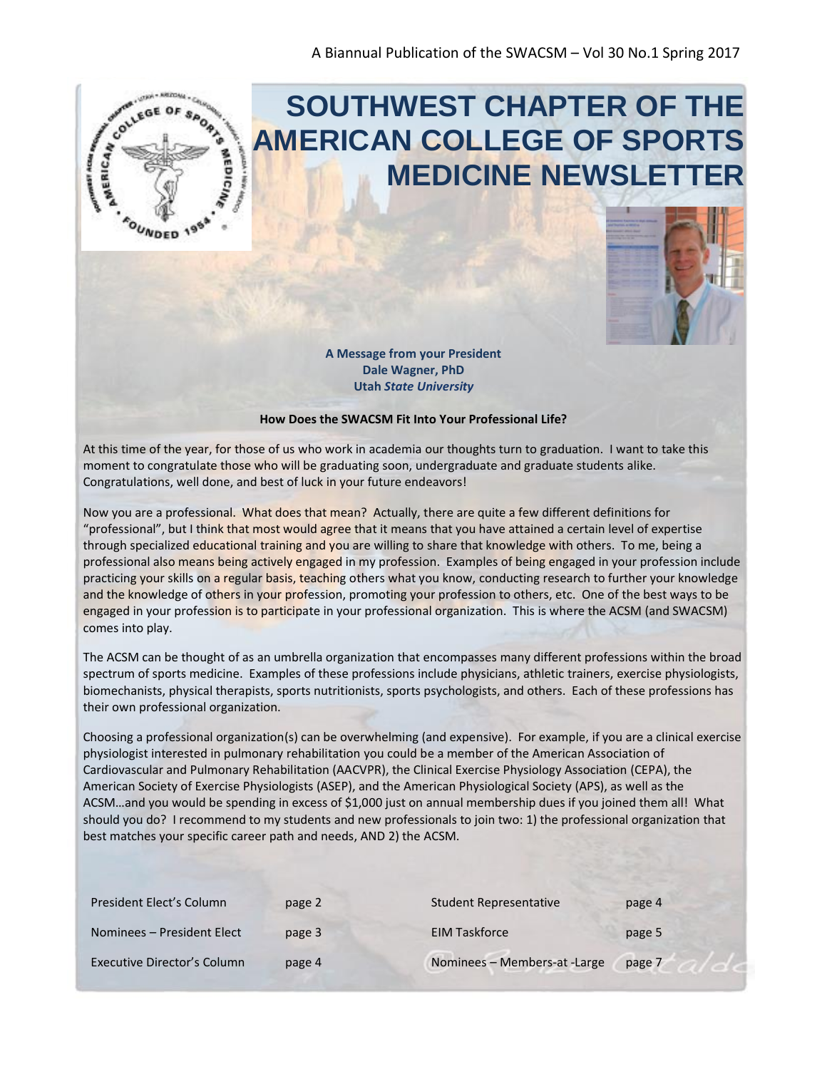A Biannual Publication of the SWACSM – Vol 30 No.1 Spring 2017

# SOUTHWEST CHAPTER OF THE AMERICAN COLLEGE OF SPORTS MEDICINE NEWSLETTER

**A Message from your President**
**Dale Wagner, PhD**
**Utah *State University***

**How Does the SWACSM Fit Into Your Professional Life?**

At this time of the year, for those of us who work in academia our thoughts turn to graduation. I want to take this moment to congratulate those who will be graduating soon, undergraduate and graduate students alike. Congratulations, well done, and best of luck in your future endeavors!

Now you are a professional. What does that mean? Actually, there are quite a few different definitions for "professional", but I think that most would agree that it means that you have attained a certain level of expertise through specialized educational training and you are willing to share that knowledge with others. To me, being a professional also means being actively engaged in my profession. Examples of being engaged in your profession include practicing your skills on a regular basis, teaching others what you know, conducting research to further your knowledge and the knowledge of others in your profession, promoting your profession to others, etc. One of the best ways to be engaged in your profession is to participate in your professional organization. This is where the ACSM (and SWACSM) comes into play.

The ACSM can be thought of as an umbrella organization that encompasses many different professions within the broad spectrum of sports medicine. Examples of these professions include physicians, athletic trainers, exercise physiologists, biomechanists, physical therapists, sports nutritionists, sports psychologists, and others. Each of these professions has their own professional organization.

Choosing a professional organization(s) can be overwhelming (and expensive). For example, if you are a clinical exercise physiologist interested in pulmonary rehabilitation you could be a member of the American Association of Cardiovascular and Pulmonary Rehabilitation (AACVPR), the Clinical Exercise Physiology Association (CEPA), the American Society of Exercise Physiologists (ASEP), and the American Physiological Society (APS), as well as the ACSM…and you would be spending in excess of $1,000 just on annual membership dues if you joined them all! What should you do? I recommend to my students and new professionals to join two: 1) the professional organization that best matches your specific career path and needs, AND 2) the ACSM.

| | | | |
|---|---|---|---|
| President Elect's Column | page 2 | Student Representative | page 4 |
| Nominees – President Elect | page 3 | EIM Taskforce | page 5 |
| Executive Director's Column | page 4 | Nominees – Members-at -Large | page 7 |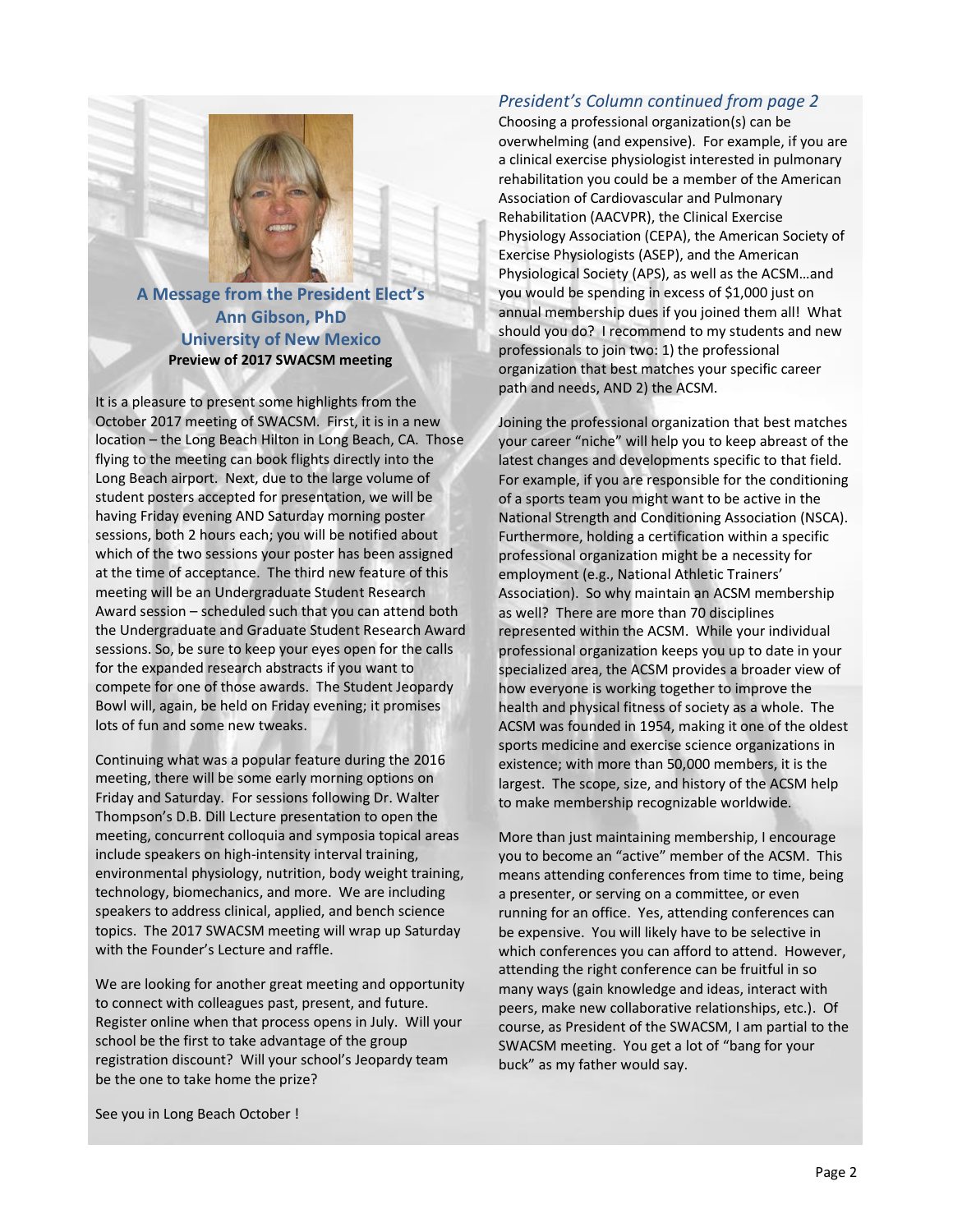## A Message from the President Elect's
## Ann Gibson, PhD
## University of New Mexico

**Preview of 2017 SWACSM meeting**

It is a pleasure to present some highlights from the October 2017 meeting of SWACSM. First, it is in a new location – the Long Beach Hilton in Long Beach, CA. Those flying to the meeting can book flights directly into the Long Beach airport. Next, due to the large volume of student posters accepted for presentation, we will be having Friday evening AND Saturday morning poster sessions, both 2 hours each; you will be notified about which of the two sessions your poster has been assigned at the time of acceptance. The third new feature of this meeting will be an Undergraduate Student Research Award session – scheduled such that you can attend both the Undergraduate and Graduate Student Research Award sessions. So, be sure to keep your eyes open for the calls for the expanded research abstracts if you want to compete for one of those awards. The Student Jeopardy Bowl will, again, be held on Friday evening; it promises lots of fun and some new tweaks.

Continuing what was a popular feature during the 2016 meeting, there will be some early morning options on Friday and Saturday. For sessions following Dr. Walter Thompson's D.B. Dill Lecture presentation to open the meeting, concurrent colloquia and symposia topical areas include speakers on high-intensity interval training, environmental physiology, nutrition, body weight training, technology, biomechanics, and more. We are including speakers to address clinical, applied, and bench science topics. The 2017 SWACSM meeting will wrap up Saturday with the Founder's Lecture and raffle.

We are looking for another great meeting and opportunity to connect with colleagues past, present, and future. Register online when that process opens in July. Will your school be the first to take advantage of the group registration discount? Will your school's Jeopardy team be the one to take home the prize?

See you in Long Beach October !

### *President's Column continued from page 2*

Choosing a professional organization(s) can be overwhelming (and expensive). For example, if you are a clinical exercise physiologist interested in pulmonary rehabilitation you could be a member of the American Association of Cardiovascular and Pulmonary Rehabilitation (AACVPR), the Clinical Exercise Physiology Association (CEPA), the American Society of Exercise Physiologists (ASEP), and the American Physiological Society (APS), as well as the ACSM…and you would be spending in excess of $1,000 just on annual membership dues if you joined them all! What should you do? I recommend to my students and new professionals to join two: 1) the professional organization that best matches your specific career path and needs, AND 2) the ACSM.

Joining the professional organization that best matches your career "niche" will help you to keep abreast of the latest changes and developments specific to that field. For example, if you are responsible for the conditioning of a sports team you might want to be active in the National Strength and Conditioning Association (NSCA). Furthermore, holding a certification within a specific professional organization might be a necessity for employment (e.g., National Athletic Trainers' Association). So why maintain an ACSM membership as well? There are more than 70 disciplines represented within the ACSM. While your individual professional organization keeps you up to date in your specialized area, the ACSM provides a broader view of how everyone is working together to improve the health and physical fitness of society as a whole. The ACSM was founded in 1954, making it one of the oldest sports medicine and exercise science organizations in existence; with more than 50,000 members, it is the largest. The scope, size, and history of the ACSM help to make membership recognizable worldwide.

More than just maintaining membership, I encourage you to become an "active" member of the ACSM. This means attending conferences from time to time, being a presenter, or serving on a committee, or even running for an office. Yes, attending conferences can be expensive. You will likely have to be selective in which conferences you can afford to attend. However, attending the right conference can be fruitful in so many ways (gain knowledge and ideas, interact with peers, make new collaborative relationships, etc.). Of course, as President of the SWACSM, I am partial to the SWACSM meeting. You get a lot of "bang for your buck" as my father would say.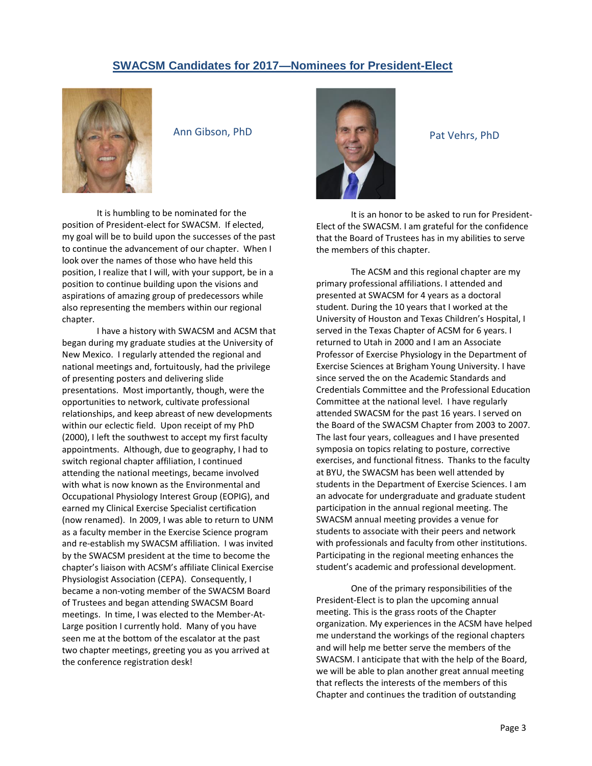## SWACSM Candidates for 2017—Nominees for President-Elect

### Ann Gibson, PhD

It is humbling to be nominated for the position of President-elect for SWACSM. If elected, my goal will be to build upon the successes of the past to continue the advancement of our chapter. When I look over the names of those who have held this position, I realize that I will, with your support, be in a position to continue building upon the visions and aspirations of amazing group of predecessors while also representing the members within our regional chapter.

I have a history with SWACSM and ACSM that began during my graduate studies at the University of New Mexico. I regularly attended the regional and national meetings and, fortuitously, had the privilege of presenting posters and delivering slide presentations. Most importantly, though, were the opportunities to network, cultivate professional relationships, and keep abreast of new developments within our eclectic field. Upon receipt of my PhD (2000), I left the southwest to accept my first faculty appointments. Although, due to geography, I had to switch regional chapter affiliation, I continued attending the national meetings, became involved with what is now known as the Environmental and Occupational Physiology Interest Group (EOPIG), and earned my Clinical Exercise Specialist certification (now renamed). In 2009, I was able to return to UNM as a faculty member in the Exercise Science program and re-establish my SWACSM affiliation. I was invited by the SWACSM president at the time to become the chapter's liaison with ACSM's affiliate Clinical Exercise Physiologist Association (CEPA). Consequently, I became a non-voting member of the SWACSM Board of Trustees and began attending SWACSM Board meetings. In time, I was elected to the Member-At-Large position I currently hold. Many of you have seen me at the bottom of the escalator at the past two chapter meetings, greeting you as you arrived at the conference registration desk!

### Pat Vehrs, PhD

It is an honor to be asked to run for President-Elect of the SWACSM. I am grateful for the confidence that the Board of Trustees has in my abilities to serve the members of this chapter.

The ACSM and this regional chapter are my primary professional affiliations. I attended and presented at SWACSM for 4 years as a doctoral student. During the 10 years that I worked at the University of Houston and Texas Children's Hospital, I served in the Texas Chapter of ACSM for 6 years. I returned to Utah in 2000 and I am an Associate Professor of Exercise Physiology in the Department of Exercise Sciences at Brigham Young University. I have since served the on the Academic Standards and Credentials Committee and the Professional Education Committee at the national level. I have regularly attended SWACSM for the past 16 years. I served on the Board of the SWACSM Chapter from 2003 to 2007. The last four years, colleagues and I have presented symposia on topics relating to posture, corrective exercises, and functional fitness. Thanks to the faculty at BYU, the SWACSM has been well attended by students in the Department of Exercise Sciences. I am an advocate for undergraduate and graduate student participation in the annual regional meeting. The SWACSM annual meeting provides a venue for students to associate with their peers and network with professionals and faculty from other institutions. Participating in the regional meeting enhances the student's academic and professional development.

One of the primary responsibilities of the President-Elect is to plan the upcoming annual meeting. This is the grass roots of the Chapter organization. My experiences in the ACSM have helped me understand the workings of the regional chapters and will help me better serve the members of the SWACSM. I anticipate that with the help of the Board, we will be able to plan another great annual meeting that reflects the interests of the members of this Chapter and continues the tradition of outstanding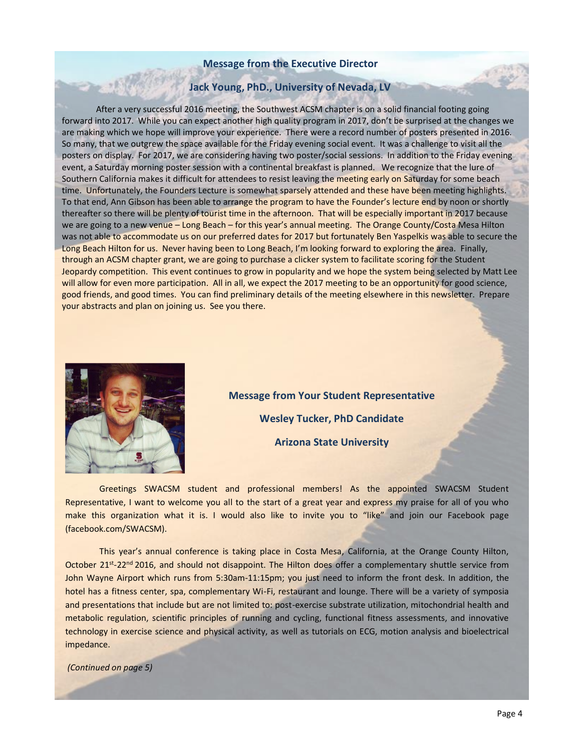## Message from the Executive Director

### Jack Young, PhD., University of Nevada, LV

After a very successful 2016 meeting, the Southwest ACSM chapter is on a solid financial footing going forward into 2017. While you can expect another high quality program in 2017, don't be surprised at the changes we are making which we hope will improve your experience. There were a record number of posters presented in 2016. So many, that we outgrew the space available for the Friday evening social event. It was a challenge to visit all the posters on display. For 2017, we are considering having two poster/social sessions. In addition to the Friday evening event, a Saturday morning poster session with a continental breakfast is planned. We recognize that the lure of Southern California makes it difficult for attendees to resist leaving the meeting early on Saturday for some beach time. Unfortunately, the Founders Lecture is somewhat sparsely attended and these have been meeting highlights. To that end, Ann Gibson has been able to arrange the program to have the Founder's lecture end by noon or shortly thereafter so there will be plenty of tourist time in the afternoon. That will be especially important in 2017 because we are going to a new venue – Long Beach – for this year's annual meeting. The Orange County/Costa Mesa Hilton was not able to accommodate us on our preferred dates for 2017 but fortunately Ben Yaspelkis was able to secure the Long Beach Hilton for us. Never having been to Long Beach, I'm looking forward to exploring the area. Finally, through an ACSM chapter grant, we are going to purchase a clicker system to facilitate scoring for the Student Jeopardy competition. This event continues to grow in popularity and we hope the system being selected by Matt Lee will allow for even more participation. All in all, we expect the 2017 meeting to be an opportunity for good science, good friends, and good times. You can find preliminary details of the meeting elsewhere in this newsletter. Prepare your abstracts and plan on joining us. See you there.

## Message from Your Student Representative

### Wesley Tucker, PhD Candidate

### Arizona State University

Greetings SWACSM student and professional members! As the appointed SWACSM Student Representative, I want to welcome you all to the start of a great year and express my praise for all of you who make this organization what it is. I would also like to invite you to "like" and join our Facebook page (facebook.com/SWACSM).

This year's annual conference is taking place in Costa Mesa, California, at the Orange County Hilton, October 21st-22nd 2016, and should not disappoint. The Hilton does offer a complementary shuttle service from John Wayne Airport which runs from 5:30am-11:15pm; you just need to inform the front desk. In addition, the hotel has a fitness center, spa, complementary Wi-Fi, restaurant and lounge. There will be a variety of symposia and presentations that include but are not limited to: post-exercise substrate utilization, mitochondrial health and metabolic regulation, scientific principles of running and cycling, functional fitness assessments, and innovative technology in exercise science and physical activity, as well as tutorials on ECG, motion analysis and bioelectrical impedance.

*(Continued on page 5)*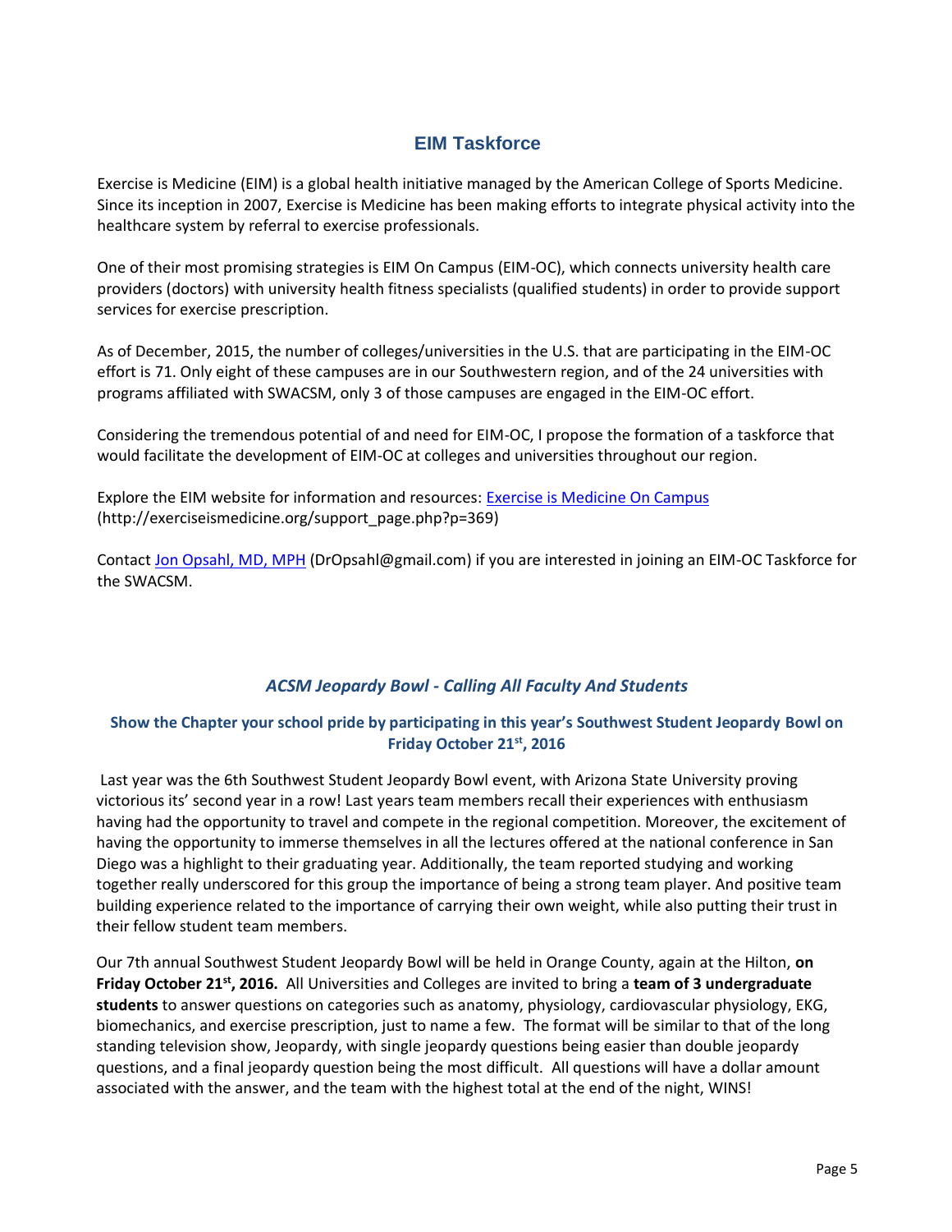## EIM Taskforce

Exercise is Medicine (EIM) is a global health initiative managed by the American College of Sports Medicine. Since its inception in 2007, Exercise is Medicine has been making efforts to integrate physical activity into the healthcare system by referral to exercise professionals.

One of their most promising strategies is EIM On Campus (EIM-OC), which connects university health care providers (doctors) with university health fitness specialists (qualified students) in order to provide support services for exercise prescription.

As of December, 2015, the number of colleges/universities in the U.S. that are participating in the EIM-OC effort is 71. Only eight of these campuses are in our Southwestern region, and of the 24 universities with programs affiliated with SWACSM, only 3 of those campuses are engaged in the EIM-OC effort.

Considering the tremendous potential of and need for EIM-OC, I propose the formation of a taskforce that would facilitate the development of EIM-OC at colleges and universities throughout our region.

Explore the EIM website for information and resources: [Exercise is Medicine On Campus](http://exerciseismedicine.org/support_page.php?p=369) (http://exerciseismedicine.org/support_page.php?p=369)

Contact [Jon Opsahl, MD, MPH](mailto:DrOpsahl@gmail.com) (DrOpsahl@gmail.com) if you are interested in joining an EIM-OC Taskforce for the SWACSM.

### *ACSM Jeopardy Bowl - Calling All Faculty And Students*

**Show the Chapter your school pride by participating in this year's Southwest Student Jeopardy Bowl on Friday October 21st, 2016**

Last year was the 6th Southwest Student Jeopardy Bowl event, with Arizona State University proving victorious its' second year in a row! Last years team members recall their experiences with enthusiasm having had the opportunity to travel and compete in the regional competition. Moreover, the excitement of having the opportunity to immerse themselves in all the lectures offered at the national conference in San Diego was a highlight to their graduating year. Additionally, the team reported studying and working together really underscored for this group the importance of being a strong team player. And positive team building experience related to the importance of carrying their own weight, while also putting their trust in their fellow student team members.

Our 7th annual Southwest Student Jeopardy Bowl will be held in Orange County, again at the Hilton, **on Friday October 21st, 2016.** All Universities and Colleges are invited to bring a **team of 3 undergraduate students** to answer questions on categories such as anatomy, physiology, cardiovascular physiology, EKG, biomechanics, and exercise prescription, just to name a few. The format will be similar to that of the long standing television show, Jeopardy, with single jeopardy questions being easier than double jeopardy questions, and a final jeopardy question being the most difficult. All questions will have a dollar amount associated with the answer, and the team with the highest total at the end of the night, WINS!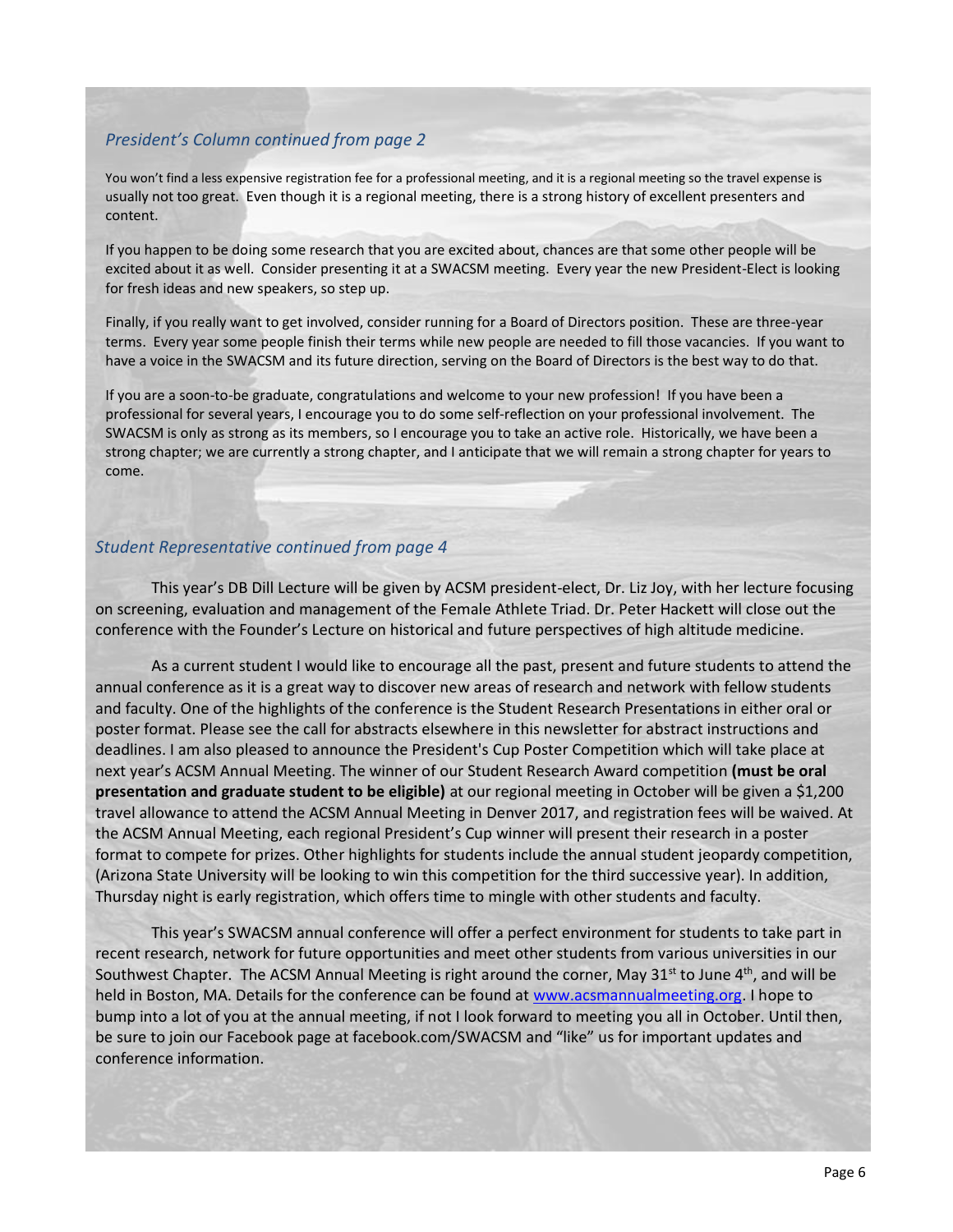### *President's Column continued from page 2*

You won't find a less expensive registration fee for a professional meeting, and it is a regional meeting so the travel expense is usually not too great. Even though it is a regional meeting, there is a strong history of excellent presenters and content.

If you happen to be doing some research that you are excited about, chances are that some other people will be excited about it as well. Consider presenting it at a SWACSM meeting. Every year the new President-Elect is looking for fresh ideas and new speakers, so step up.

Finally, if you really want to get involved, consider running for a Board of Directors position. These are three-year terms. Every year some people finish their terms while new people are needed to fill those vacancies. If you want to have a voice in the SWACSM and its future direction, serving on the Board of Directors is the best way to do that.

If you are a soon-to-be graduate, congratulations and welcome to your new profession! If you have been a professional for several years, I encourage you to do some self-reflection on your professional involvement. The SWACSM is only as strong as its members, so I encourage you to take an active role. Historically, we have been a strong chapter; we are currently a strong chapter, and I anticipate that we will remain a strong chapter for years to come.

### *Student Representative continued from page 4*

This year's DB Dill Lecture will be given by ACSM president-elect, Dr. Liz Joy, with her lecture focusing on screening, evaluation and management of the Female Athlete Triad. Dr. Peter Hackett will close out the conference with the Founder's Lecture on historical and future perspectives of high altitude medicine.

As a current student I would like to encourage all the past, present and future students to attend the annual conference as it is a great way to discover new areas of research and network with fellow students and faculty. One of the highlights of the conference is the Student Research Presentations in either oral or poster format. Please see the call for abstracts elsewhere in this newsletter for abstract instructions and deadlines. I am also pleased to announce the President's Cup Poster Competition which will take place at next year's ACSM Annual Meeting. The winner of our Student Research Award competition **(must be oral presentation and graduate student to be eligible)** at our regional meeting in October will be given a $1,200 travel allowance to attend the ACSM Annual Meeting in Denver 2017, and registration fees will be waived. At the ACSM Annual Meeting, each regional President's Cup winner will present their research in a poster format to compete for prizes. Other highlights for students include the annual student jeopardy competition, (Arizona State University will be looking to win this competition for the third successive year). In addition, Thursday night is early registration, which offers time to mingle with other students and faculty.

This year's SWACSM annual conference will offer a perfect environment for students to take part in recent research, network for future opportunities and meet other students from various universities in our Southwest Chapter. The ACSM Annual Meeting is right around the corner, May 31st to June 4th, and will be held in Boston, MA. Details for the conference can be found at [www.acsmannualmeeting.org](http://www.acsmannualmeeting.org). I hope to bump into a lot of you at the annual meeting, if not I look forward to meeting you all in October. Until then, be sure to join our Facebook page at facebook.com/SWACSM and "like" us for important updates and conference information.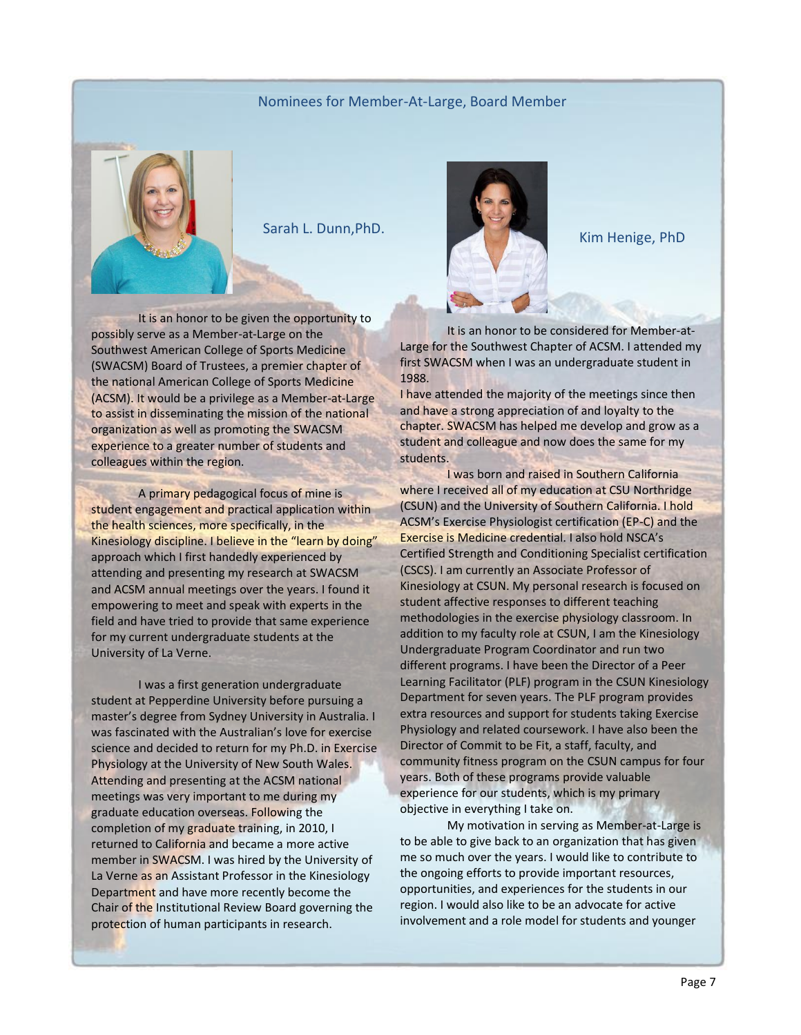## Nominees for Member-At-Large, Board Member

### Sarah L. Dunn,PhD.

It is an honor to be given the opportunity to possibly serve as a Member-at-Large on the Southwest American College of Sports Medicine (SWACSM) Board of Trustees, a premier chapter of the national American College of Sports Medicine (ACSM). It would be a privilege as a Member-at-Large to assist in disseminating the mission of the national organization as well as promoting the SWACSM experience to a greater number of students and colleagues within the region.

A primary pedagogical focus of mine is student engagement and practical application within the health sciences, more specifically, in the Kinesiology discipline. I believe in the "learn by doing" approach which I first handedly experienced by attending and presenting my research at SWACSM and ACSM annual meetings over the years. I found it empowering to meet and speak with experts in the field and have tried to provide that same experience for my current undergraduate students at the University of La Verne.

I was a first generation undergraduate student at Pepperdine University before pursuing a master's degree from Sydney University in Australia. I was fascinated with the Australian's love for exercise science and decided to return for my Ph.D. in Exercise Physiology at the University of New South Wales. Attending and presenting at the ACSM national meetings was very important to me during my graduate education overseas. Following the completion of my graduate training, in 2010, I returned to California and became a more active member in SWACSM. I was hired by the University of La Verne as an Assistant Professor in the Kinesiology Department and have more recently become the Chair of the Institutional Review Board governing the protection of human participants in research.

### Kim Henige, PhD

It is an honor to be considered for Member-at-Large for the Southwest Chapter of ACSM. I attended my first SWACSM when I was an undergraduate student in 1988.
I have attended the majority of the meetings since then and have a strong appreciation of and loyalty to the chapter. SWACSM has helped me develop and grow as a student and colleague and now does the same for my students.

I was born and raised in Southern California where I received all of my education at CSU Northridge (CSUN) and the University of Southern California. I hold ACSM's Exercise Physiologist certification (EP-C) and the Exercise is Medicine credential. I also hold NSCA's Certified Strength and Conditioning Specialist certification (CSCS). I am currently an Associate Professor of Kinesiology at CSUN. My personal research is focused on student affective responses to different teaching methodologies in the exercise physiology classroom. In addition to my faculty role at CSUN, I am the Kinesiology Undergraduate Program Coordinator and run two different programs. I have been the Director of a Peer Learning Facilitator (PLF) program in the CSUN Kinesiology Department for seven years. The PLF program provides extra resources and support for students taking Exercise Physiology and related coursework. I have also been the Director of Commit to be Fit, a staff, faculty, and community fitness program on the CSUN campus for four years. Both of these programs provide valuable experience for our students, which is my primary objective in everything I take on.

My motivation in serving as Member-at-Large is to be able to give back to an organization that has given me so much over the years. I would like to contribute to the ongoing efforts to provide important resources, opportunities, and experiences for the students in our region. I would also like to be an advocate for active involvement and a role model for students and younger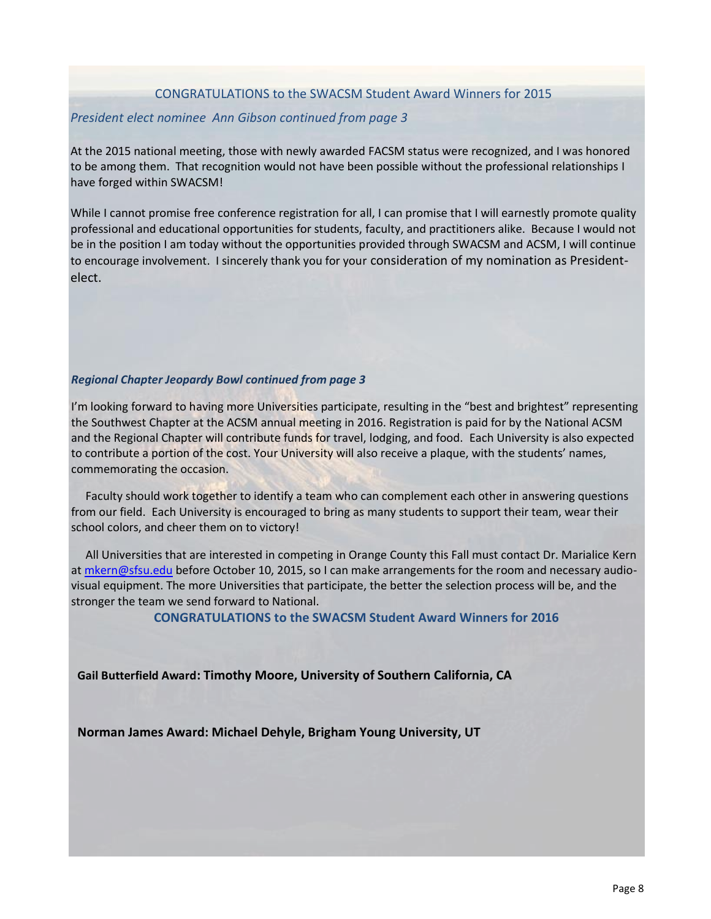CONGRATULATIONS to the SWACSM Student Award Winners for 2015

*President elect nominee Ann Gibson continued from page 3*

At the 2015 national meeting, those with newly awarded FACSM status were recognized, and I was honored to be among them. That recognition would not have been possible without the professional relationships I have forged within SWACSM!

While I cannot promise free conference registration for all, I can promise that I will earnestly promote quality professional and educational opportunities for students, faculty, and practitioners alike. Because I would not be in the position I am today without the opportunities provided through SWACSM and ACSM, I will continue to encourage involvement. I sincerely thank you for your consideration of my nomination as President-elect.

***Regional Chapter Jeopardy Bowl continued from page 3***

I'm looking forward to having more Universities participate, resulting in the "best and brightest" representing the Southwest Chapter at the ACSM annual meeting in 2016. Registration is paid for by the National ACSM and the Regional Chapter will contribute funds for travel, lodging, and food. Each University is also expected to contribute a portion of the cost. Your University will also receive a plaque, with the students' names, commemorating the occasion.

Faculty should work together to identify a team who can complement each other in answering questions from our field. Each University is encouraged to bring as many students to support their team, wear their school colors, and cheer them on to victory!

All Universities that are interested in competing in Orange County this Fall must contact Dr. Marialice Kern at mkern@sfsu.edu before October 10, 2015, so I can make arrangements for the room and necessary audio-visual equipment. The more Universities that participate, the better the selection process will be, and the stronger the team we send forward to National.

**CONGRATULATIONS to the SWACSM Student Award Winners for 2016**

**Gail Butterfield Award: Timothy Moore, University of Southern California, CA**

**Norman James Award: Michael Dehyle, Brigham Young University, UT**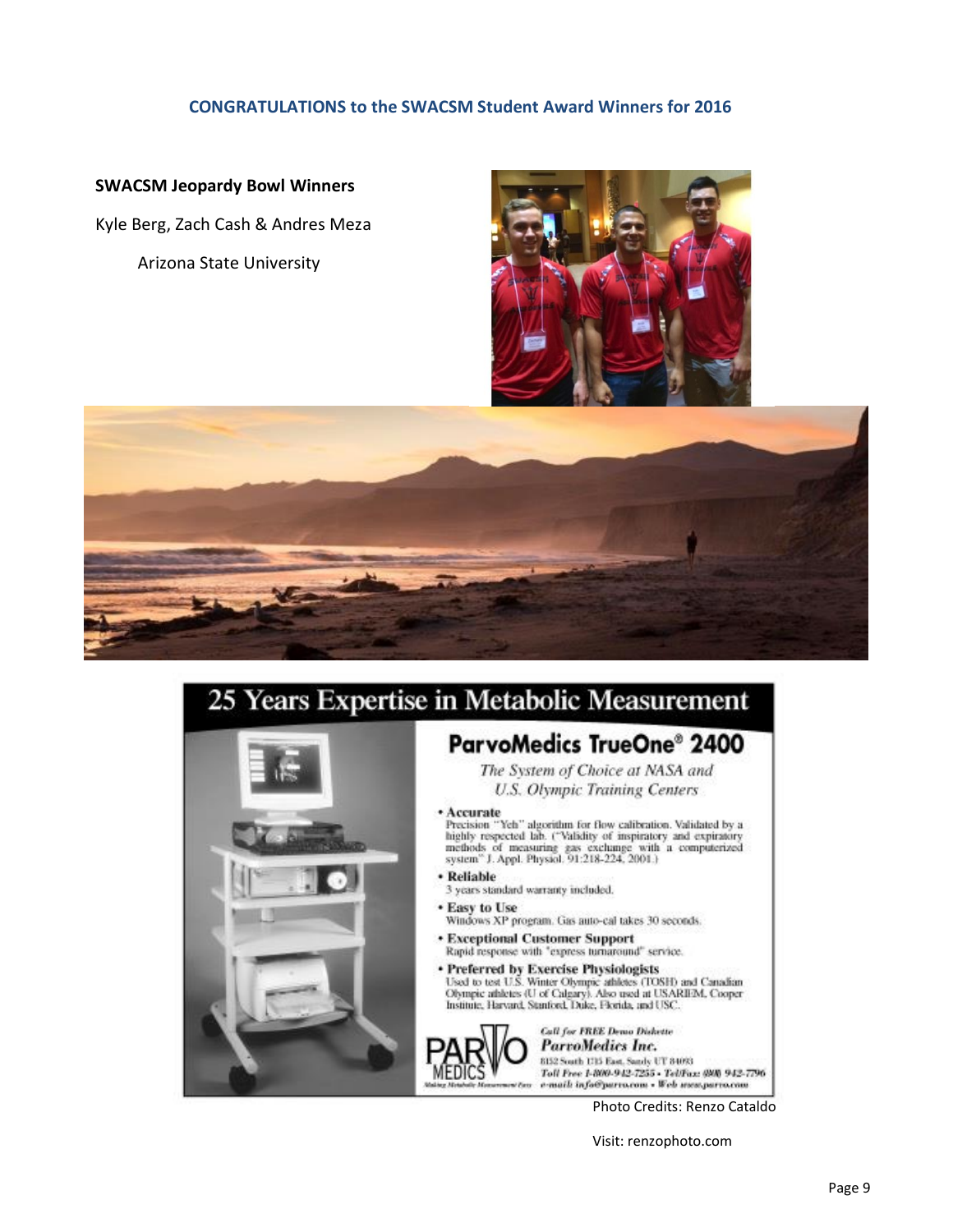### CONGRATULATIONS to the SWACSM Student Award Winners for 2016

**SWACSM Jeopardy Bowl Winners**

Kyle Berg, Zach Cash & Andres Meza

Arizona State University

# 25 Years Expertise in Metabolic Measurement

## ParvoMedics TrueOne® 2400

*The System of Choice at NASA and U.S. Olympic Training Centers*

- **Accurate**
  Precision "Yeh" algorithm for flow calibration. Validated by a highly respected lab. ("Validity of inspiratory and expiratory methods of measuring gas exchange with a computerized system" J. Appl. Physiol. 91:218-224, 2001.)
- **Reliable**
  3 years standard warranty included.
- **Easy to Use**
  Windows XP program. Gas auto-cal takes 30 seconds.
- **Exceptional Customer Support**
  Rapid response with "express turnaround" service.
- **Preferred by Exercise Physiologists**
  Used to test U.S. Winter Olympic athletes (TOSH) and Canadian Olympic athletes (U of Calgary). Also used at USARIEM, Cooper Institute, Harvard, Stanford, Duke, Florida, and USC.

PARVO MEDICS
Making Metabolic Measurement Easy

*Call for FREE Demo Diskette*
*ParvoMedics Inc.*
8152 South 1715 East, Sandy UT 84093
Toll Free 1-800-942-7255 • Tel/Fax: (801) 942-7796
e-mail info@parvo.com • Web www.parvo.com

Photo Credits: Renzo Cataldo

Visit: renzophoto.com